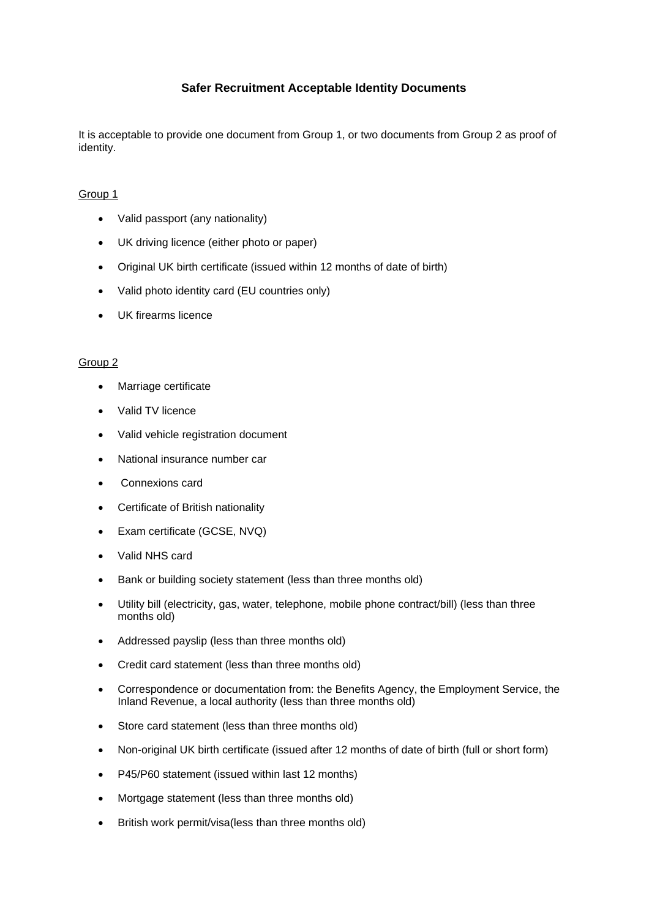# Safer Recruitment Acceptable Identity Documents

It is acceptable to provide one document from Group 1, or two documents from Group 2 as proof of identity.

<u>Group 1</u>

- Valid passport (any nationality)
- UK driving licence (either photo or paper)
- Original UK birth certificate (issued within 12 months of date of birth)
- Valid photo identity card (EU countries only)
- UK firearms licence

<u>Group 2</u>

- Marriage certificate
- Valid TV licence
- Valid vehicle registration document
- National insurance number car
- Connexions card
- Certificate of British nationality
- Exam certificate (GCSE, NVQ)
- Valid NHS card
- Bank or building society statement (less than three months old)
- Utility bill (electricity, gas, water, telephone, mobile phone contract/bill) (less than three months old)
- Addressed payslip (less than three months old)
- Credit card statement (less than three months old)
- Correspondence or documentation from: the Benefits Agency, the Employment Service, the Inland Revenue, a local authority (less than three months old)
- Store card statement (less than three months old)
- Non-original UK birth certificate (issued after 12 months of date of birth (full or short form)
- P45/P60 statement (issued within last 12 months)
- Mortgage statement (less than three months old)
- British work permit/visa(less than three months old)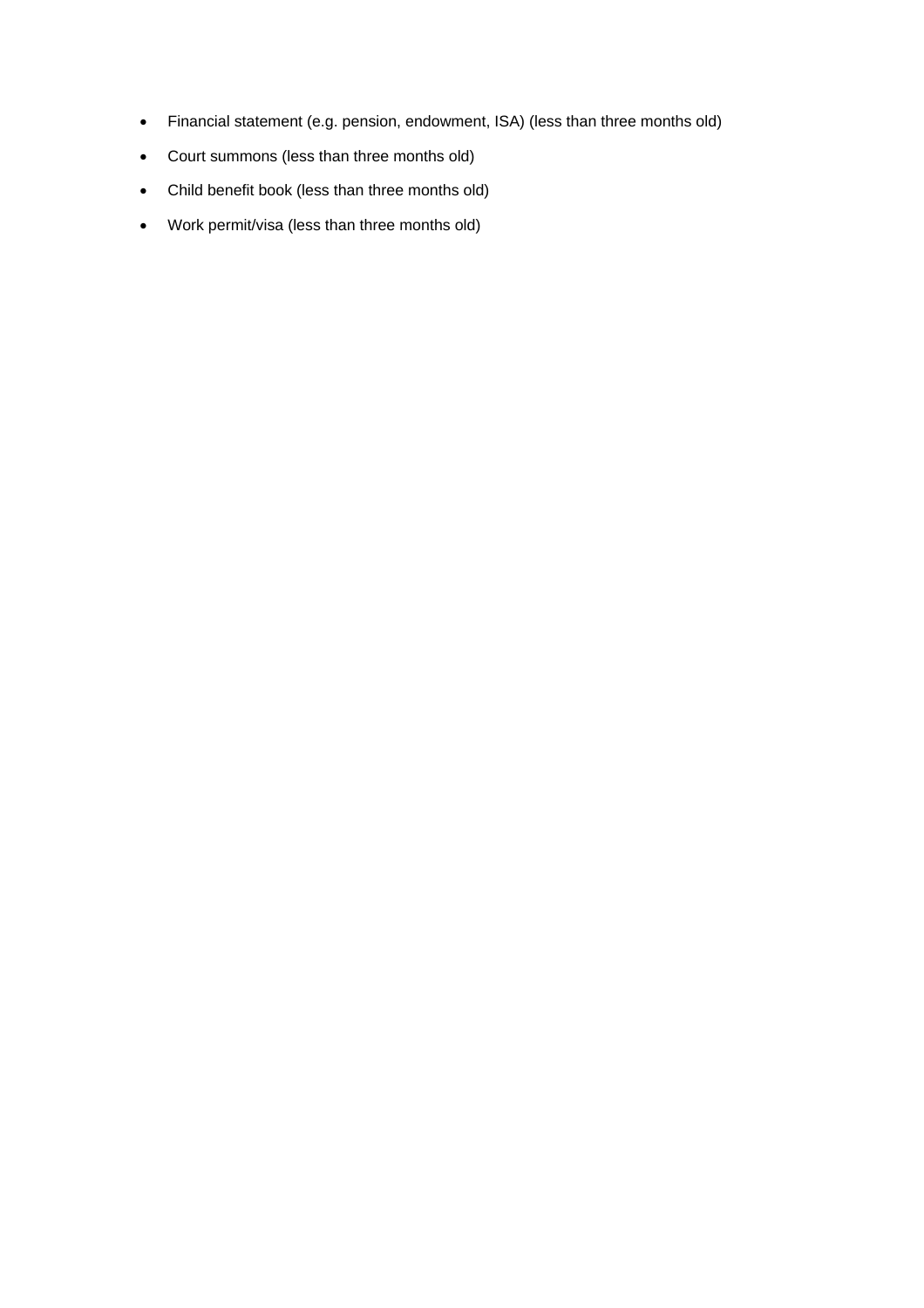- Financial statement (e.g. pension, endowment, ISA) (less than three months old)
- Court summons (less than three months old)
- Child benefit book (less than three months old)
- Work permit/visa (less than three months old)